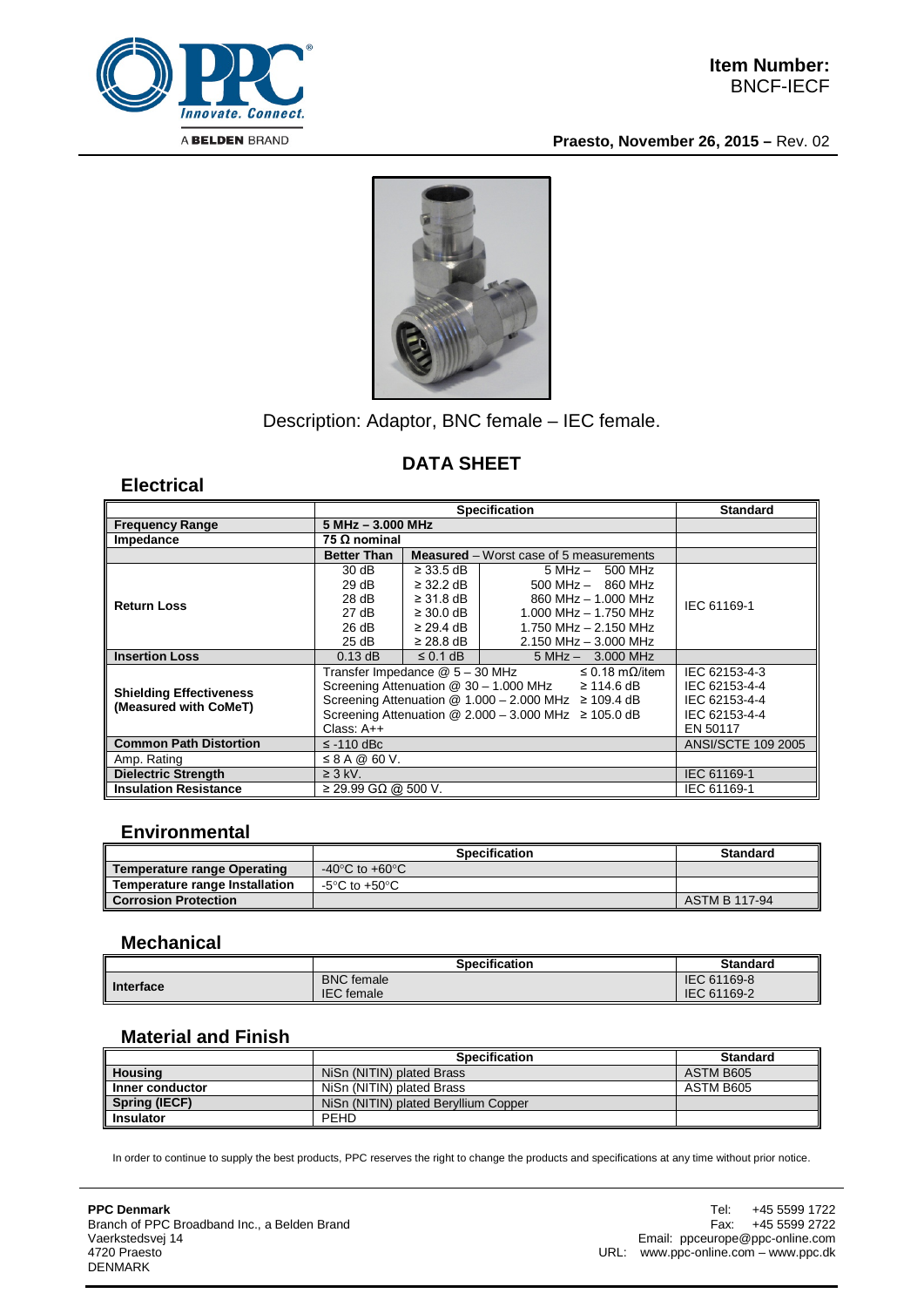**Item Number:**
BNCF-IECF

**Praesto, November 26, 2015 –** Rev. 02

Description: Adaptor, BNC female – IEC female.

## DATA SHEET

### Electrical

| | Specification | | | Standard |
|---|---|---|---|---|
| **Frequency Range** | **5 MHz – 3.000 MHz** | | | |
| **Impedance** | **75 Ω nominal** | | | |
| | **Better Than** | **Measured** – Worst case of 5 measurements | | |
| **Return Loss** | 30 dB | ≥ 33.5 dB | 5 MHz – 500 MHz | IEC 61169-1 |
| | 29 dB | ≥ 32.2 dB | 500 MHz – 860 MHz | |
| | 28 dB | ≥ 31.8 dB | 860 MHz – 1.000 MHz | |
| | 27 dB | ≥ 30.0 dB | 1.000 MHz – 1.750 MHz | |
| | 26 dB | ≥ 29.4 dB | 1.750 MHz – 2.150 MHz | |
| | 25 dB | ≥ 28.8 dB | 2.150 MHz – 3.000 MHz | |
| **Insertion Loss** | 0.13 dB | ≤ 0.1 dB | 5 MHz – 3.000 MHz | |
| **Shielding Effectiveness (Measured with CoMeT)** | Transfer Impedance @ 5 – 30 MHz ≤ 0.18 mΩ/item | | | IEC 62153-4-3 |
| | Screening Attenuation @ 30 – 1.000 MHz ≥ 114.6 dB | | | IEC 62153-4-4 |
| | Screening Attenuation @ 1.000 – 2.000 MHz ≥ 109.4 dB | | | IEC 62153-4-4 |
| | Screening Attenuation @ 2.000 – 3.000 MHz ≥ 105.0 dB | | | IEC 62153-4-4 |
| | Class: A++ | | | EN 50117 |
| **Common Path Distortion** | ≤ -110 dBc | | | ANSI/SCTE 109 2005 |
| Amp. Rating | ≤ 8 A @ 60 V. | | | |
| **Dielectric Strength** | ≥ 3 kV. | | | IEC 61169-1 |
| **Insulation Resistance** | ≥ 29.99 GΩ @ 500 V. | | | IEC 61169-1 |

### Environmental

| | Specification | Standard |
|---|---|---|
| **Temperature range Operating** | -40°C to +60°C | |
| **Temperature range Installation** | -5°C to +50°C | |
| **Corrosion Protection** | | ASTM B 117-94 |

### Mechanical

| | Specification | Standard |
|---|---|---|
| **Interface** | BNC female<br>IEC female | IEC 61169-8<br>IEC 61169-2 |

### Material and Finish

| | Specification | Standard |
|---|---|---|
| **Housing** | NiSn (NITIN) plated Brass | ASTM B605 |
| **Inner conductor** | NiSn (NITIN) plated Brass | ASTM B605 |
| **Spring (IECF)** | NiSn (NITIN) plated Beryllium Copper | |
| **Insulator** | PEHD | |

In order to continue to supply the best products, PPC reserves the right to change the products and specifications at any time without prior notice.

**PPC Denmark**
Branch of PPC Broadband Inc., a Belden Brand
Vaerkstedsvej 14
4720 Praesto
DENMARK

Tel: +45 5599 1722
Fax: +45 5599 2722
Email: ppceurope@ppc-online.com
URL: www.ppc-online.com – www.ppc.dk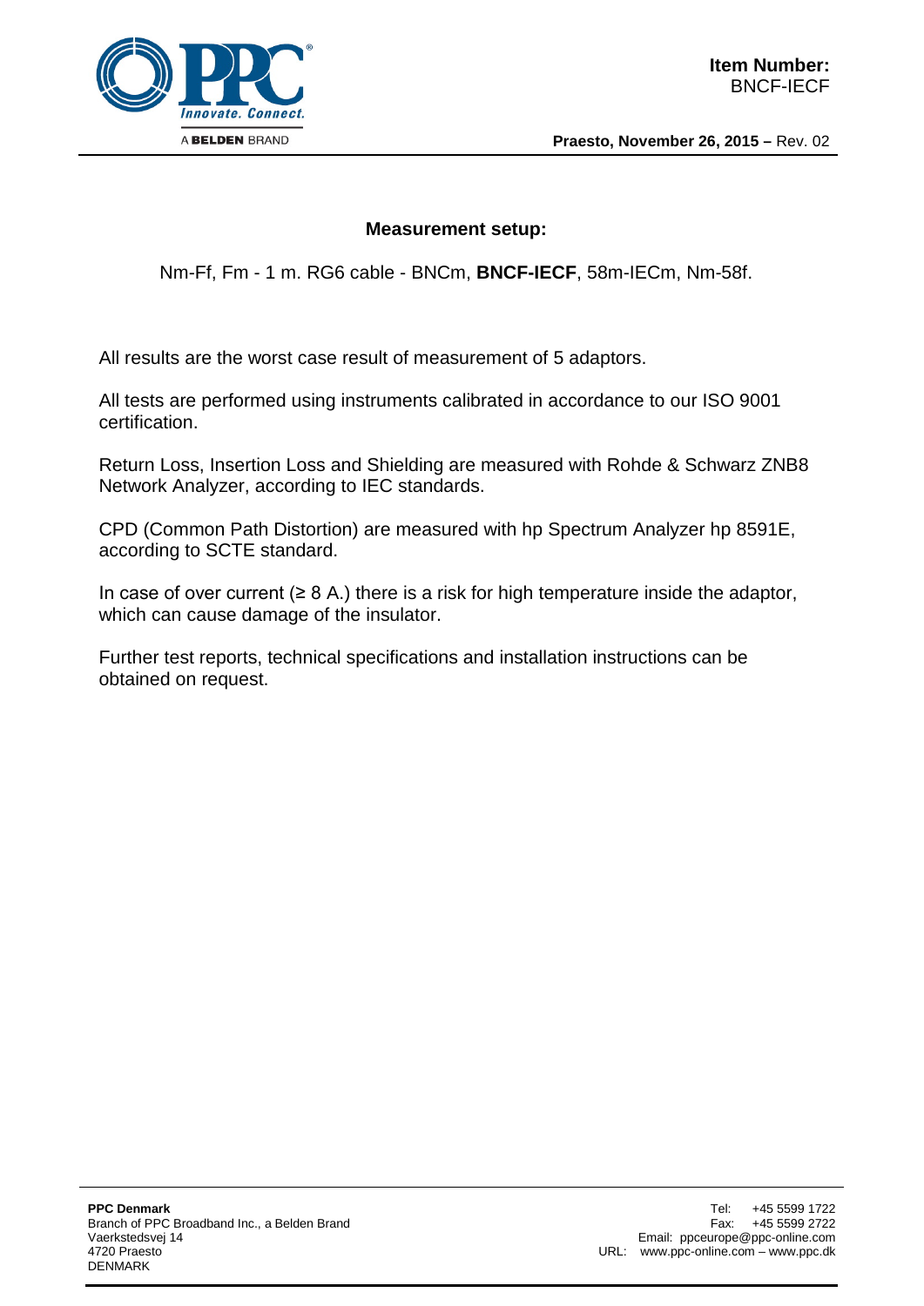### Measurement setup:

Nm-Ff, Fm - 1 m. RG6 cable - BNCm, **BNCF-IECF**, 58m-IECm, Nm-58f.

All results are the worst case result of measurement of 5 adaptors.

All tests are performed using instruments calibrated in accordance to our ISO 9001 certification.

Return Loss, Insertion Loss and Shielding are measured with Rohde & Schwarz ZNB8 Network Analyzer, according to IEC standards.

CPD (Common Path Distortion) are measured with hp Spectrum Analyzer hp 8591E, according to SCTE standard.

In case of over current (≥ 8 A.) there is a risk for high temperature inside the adaptor, which can cause damage of the insulator.

Further test reports, technical specifications and installation instructions can be obtained on request.